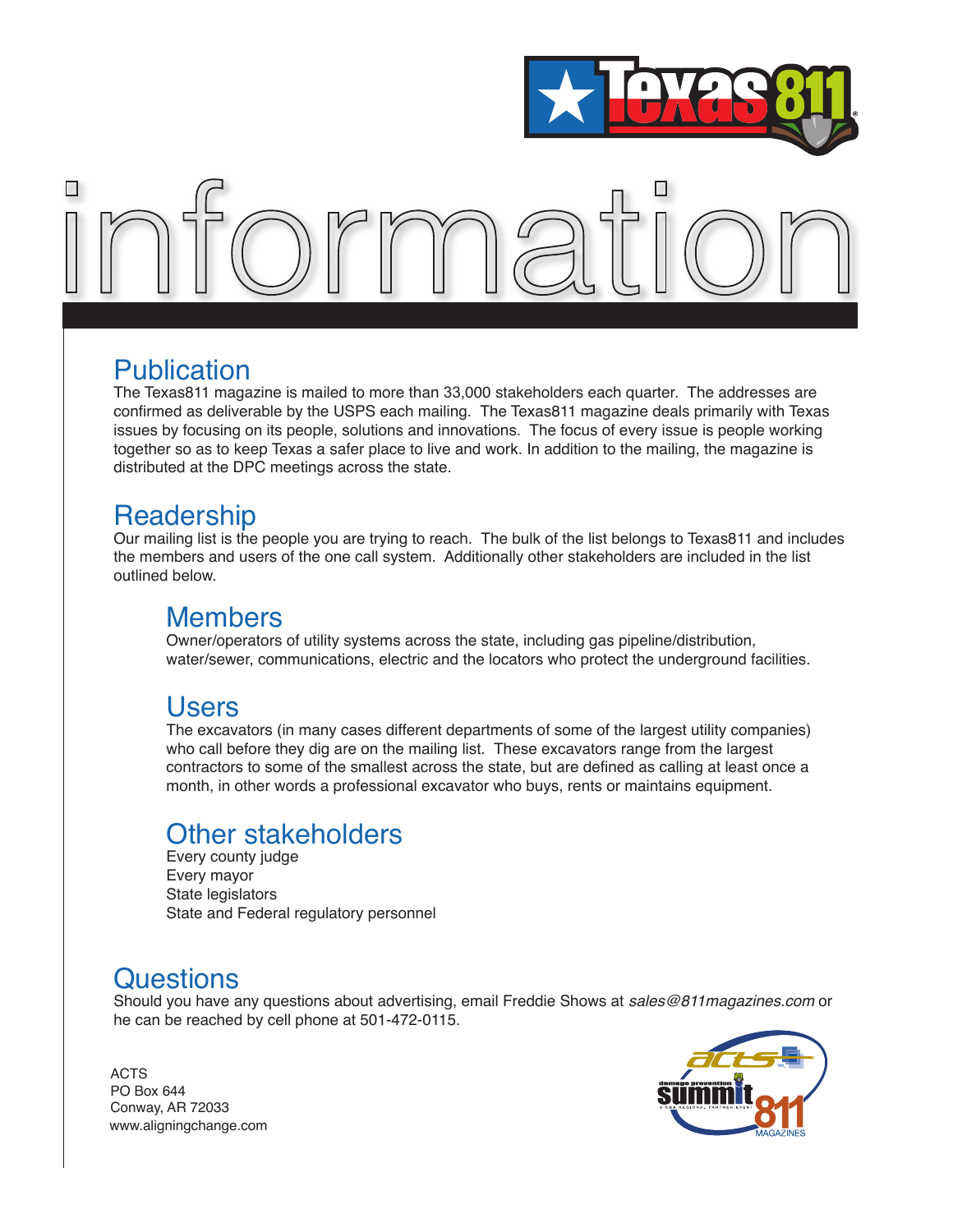# information

## Publication

The Texas811 magazine is mailed to more than 33,000 stakeholders each quarter. The addresses are confirmed as deliverable by the USPS each mailing. The Texas811 magazine deals primarily with Texas issues by focusing on its people, solutions and innovations. The focus of every issue is people working together so as to keep Texas a safer place to live and work. In addition to the mailing, the magazine is distributed at the DPC meetings across the state.

## Readership

Our mailing list is the people you are trying to reach. The bulk of the list belongs to Texas811 and includes the members and users of the one call system. Additionally other stakeholders are included in the list outlined below.

### Members

Owner/operators of utility systems across the state, including gas pipeline/distribution, water/sewer, communications, electric and the locators who protect the underground facilities.

### Users

The excavators (in many cases different departments of some of the largest utility companies) who call before they dig are on the mailing list. These excavators range from the largest contractors to some of the smallest across the state, but are defined as calling at least once a month, in other words a professional excavator who buys, rents or maintains equipment.

### Other stakeholders

Every county judge
Every mayor
State legislators
State and Federal regulatory personnel

## Questions

Should you have any questions about advertising, email Freddie Shows at *sales@811magazines.com* or he can be reached by cell phone at 501-472-0115.

ACTS
PO Box 644
Conway, AR 72033
www.aligningchange.com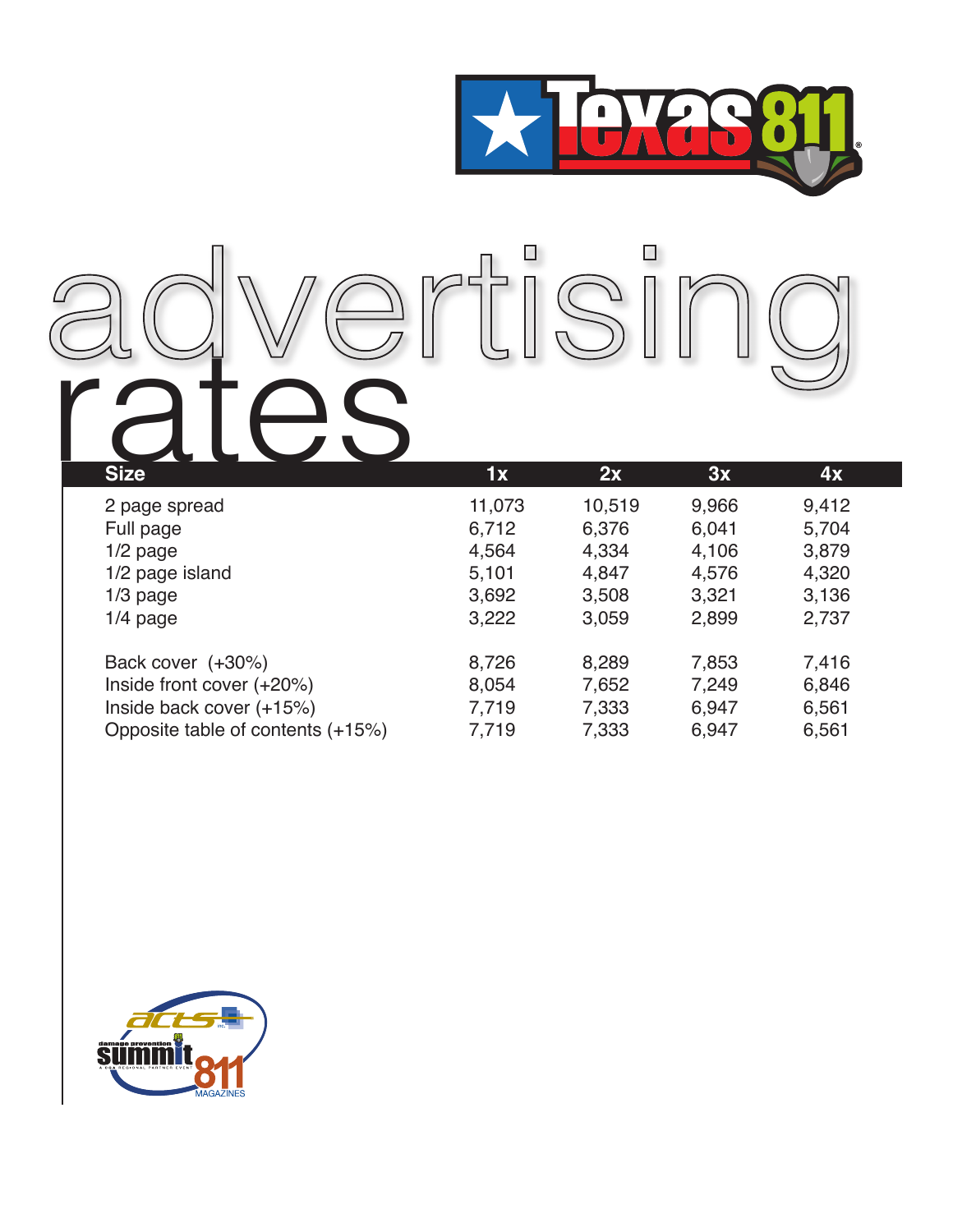# advertising rates

| Size | 1x | 2x | 3x | 4x |
|---|---|---|---|---|
| 2 page spread | 11,073 | 10,519 | 9,966 | 9,412 |
| Full page | 6,712 | 6,376 | 6,041 | 5,704 |
| 1/2 page | 4,564 | 4,334 | 4,106 | 3,879 |
| 1/2 page island | 5,101 | 4,847 | 4,576 | 4,320 |
| 1/3 page | 3,692 | 3,508 | 3,321 | 3,136 |
| 1/4 page | 3,222 | 3,059 | 2,899 | 2,737 |
| Back cover (+30%) | 8,726 | 8,289 | 7,853 | 7,416 |
| Inside front cover (+20%) | 8,054 | 7,652 | 7,249 | 6,846 |
| Inside back cover (+15%) | 7,719 | 7,333 | 6,947 | 6,561 |
| Opposite table of contents (+15%) | 7,719 | 7,333 | 6,947 | 6,561 |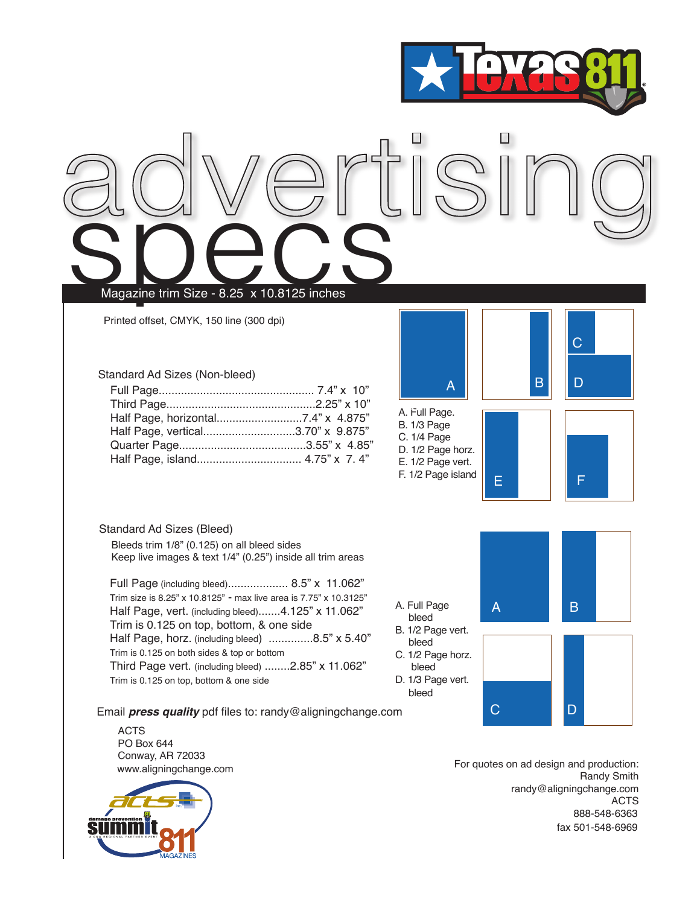# advertising specs

Magazine trim Size - 8.25 x 10.8125 inches

Printed offset, CMYK, 150 line (300 dpi)

## Standard Ad Sizes (Non-bleed)

Full Page................................................ 7.4" x 10"
Third Page..............................................2.25" x 10"
Half Page, horizontal..........................7.4" x 4.875"
Half Page, vertical............................3.70" x 9.875"
Quarter Page.......................................3.55" x 4.85"
Half Page, island................................ 4.75" x 7. 4"

A
B
C
D
E
F

A. Full Page.
B. 1/3 Page
C. 1/4 Page
D. 1/2 Page horz.
E. 1/2 Page vert.
F. 1/2 Page island

## Standard Ad Sizes (Bleed)

Bleeds trim 1/8" (0.125) on all bleed sides
Keep live images & text 1/4" (0.25") inside all trim areas

Full Page (including bleed).................. 8.5" x 11.062"
Trim size is 8.25" x 10.8125" - max live area is 7.75" x 10.3125"
Half Page, vert. (including bleed).......4.125" x 11.062"
Trim is 0.125 on top, bottom, & one side
Half Page, horz. (including bleed) ..............8.5" x 5.40"
Trim is 0.125 on both sides & top or bottom
Third Page vert. (including bleed) ........2.85" x 11.062"
Trim is 0.125 on top, bottom & one side

A
B
C
D

A. Full Page bleed
B. 1/2 Page vert. bleed
C. 1/2 Page horz. bleed
D. 1/3 Page vert. bleed

Email ***press quality*** pdf files to: randy@aligningchange.com

ACTS
PO Box 644
Conway, AR 72033
www.aligningchange.com

For quotes on ad design and production:
Randy Smith
randy@aligningchange.com
ACTS
888-548-6363
fax 501-548-6969